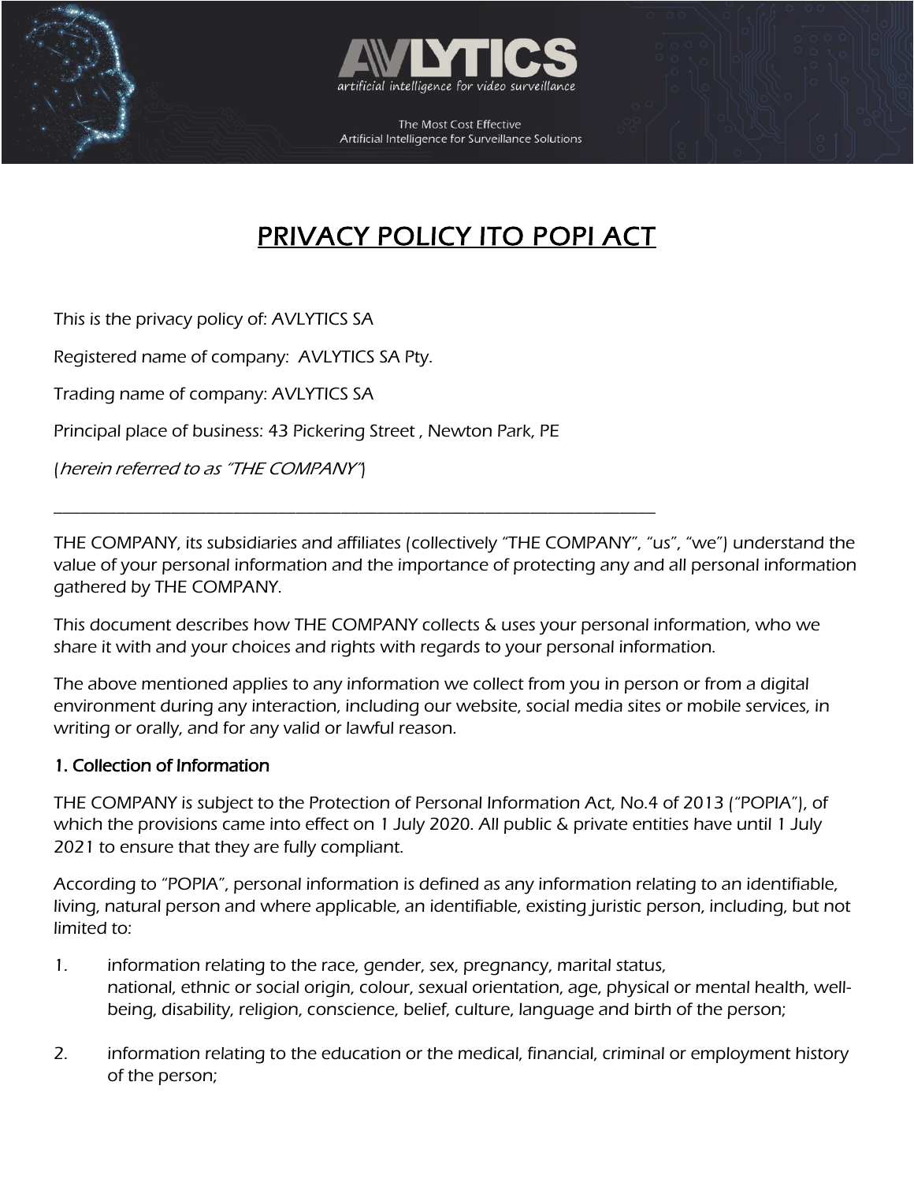AVLYTICS

artificial intelligence for video surveillance

The Most Cost Effective
Artificial Intelligence for Surveillance Solutions

# PRIVACY POLICY ITO POPI ACT

This is the privacy policy of: AVLYTICS SA

Registered name of company: AVLYTICS SA Pty.

Trading name of company: AVLYTICS SA

Principal place of business: 43 Pickering Street , Newton Park, PE

(*herein referred to as "THE COMPANY"*)

---

THE COMPANY, its subsidiaries and affiliates (collectively "THE COMPANY", "us", "we") understand the value of your personal information and the importance of protecting any and all personal information gathered by THE COMPANY.

This document describes how THE COMPANY collects & uses your personal information, who we share it with and your choices and rights with regards to your personal information.

The above mentioned applies to any information we collect from you in person or from a digital environment during any interaction, including our website, social media sites or mobile services, in writing or orally, and for any valid or lawful reason.

## 1. Collection of Information

THE COMPANY is subject to the Protection of Personal Information Act, No.4 of 2013 ("POPIA"), of which the provisions came into effect on 1 July 2020. All public & private entities have until 1 July 2021 to ensure that they are fully compliant.

According to "POPIA", personal information is defined as any information relating to an identifiable, living, natural person and where applicable, an identifiable, existing juristic person, including, but not limited to:

1. information relating to the race, gender, sex, pregnancy, marital status, national, ethnic or social origin, colour, sexual orientation, age, physical or mental health, well-being, disability, religion, conscience, belief, culture, language and birth of the person;

2. information relating to the education or the medical, financial, criminal or employment history of the person;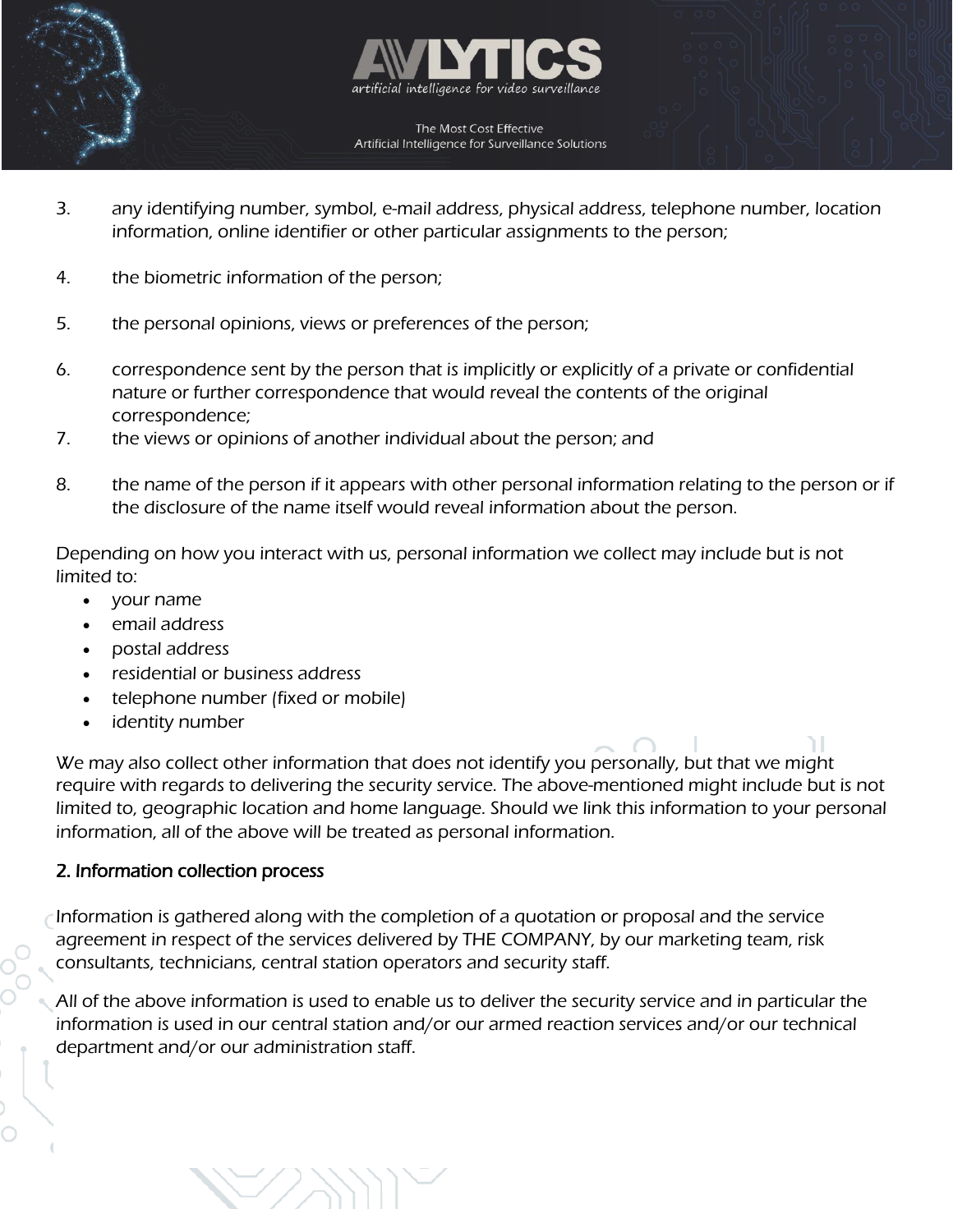3. any identifying number, symbol, e-mail address, physical address, telephone number, location information, online identifier or other particular assignments to the person;

4. the biometric information of the person;

5. the personal opinions, views or preferences of the person;

6. correspondence sent by the person that is implicitly or explicitly of a private or confidential nature or further correspondence that would reveal the contents of the original correspondence;

7. the views or opinions of another individual about the person; and

8. the name of the person if it appears with other personal information relating to the person or if the disclosure of the name itself would reveal information about the person.

Depending on how you interact with us, personal information we collect may include but is not limited to:

- your name
- email address
- postal address
- residential or business address
- telephone number (fixed or mobile)
- identity number

We may also collect other information that does not identify you personally, but that we might require with regards to delivering the security service. The above-mentioned might include but is not limited to, geographic location and home language. Should we link this information to your personal information, all of the above will be treated as personal information.

## 2. Information collection process

Information is gathered along with the completion of a quotation or proposal and the service agreement in respect of the services delivered by THE COMPANY, by our marketing team, risk consultants, technicians, central station operators and security staff.

All of the above information is used to enable us to deliver the security service and in particular the information is used in our central station and/or our armed reaction services and/or our technical department and/or our administration staff.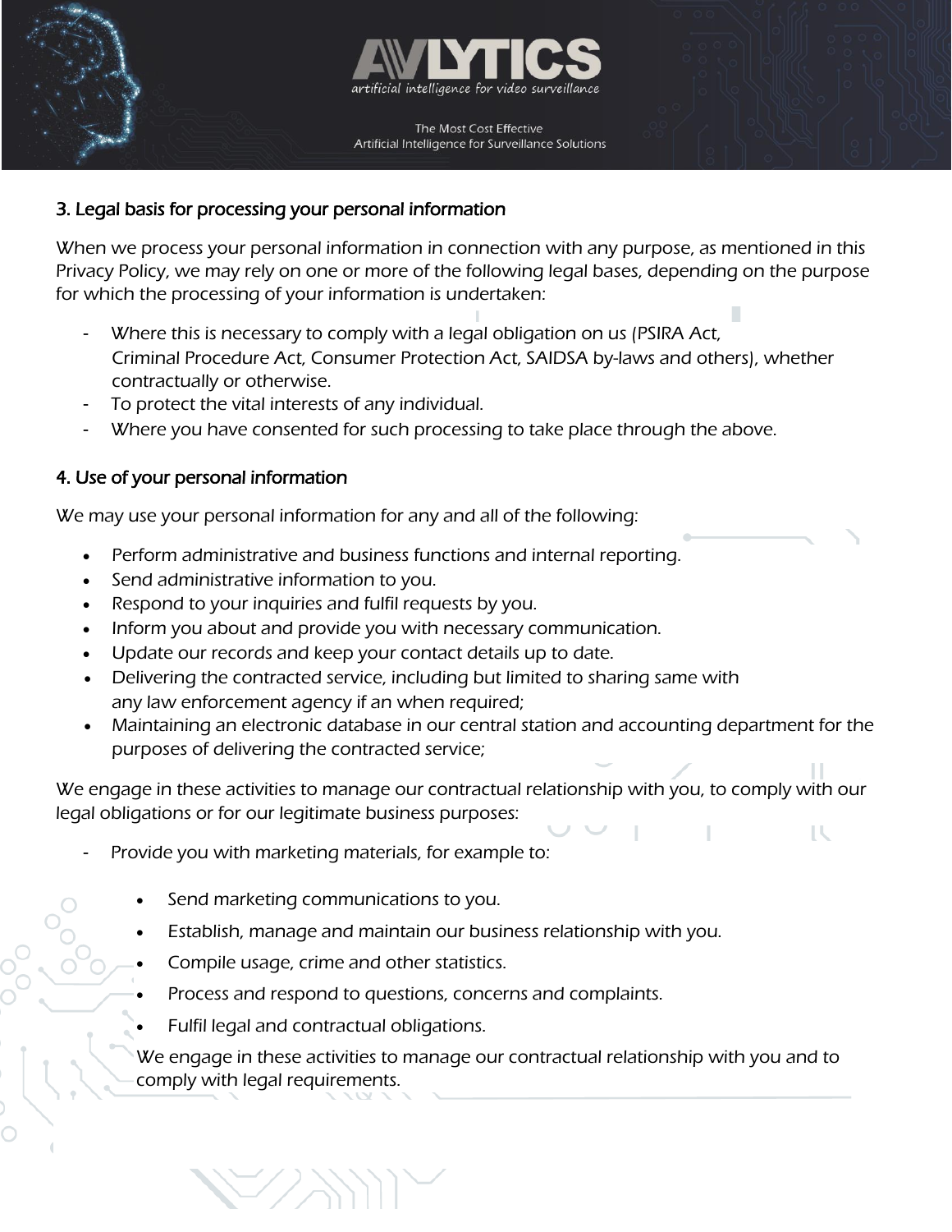## 3. Legal basis for processing your personal information

When we process your personal information in connection with any purpose, as mentioned in this Privacy Policy, we may rely on one or more of the following legal bases, depending on the purpose for which the processing of your information is undertaken:

- Where this is necessary to comply with a legal obligation on us (PSIRA Act, Criminal Procedure Act, Consumer Protection Act, SAIDSA by-laws and others), whether contractually or otherwise.
- To protect the vital interests of any individual.
- Where you have consented for such processing to take place through the above.

## 4. Use of your personal information

We may use your personal information for any and all of the following:

- Perform administrative and business functions and internal reporting.
- Send administrative information to you.
- Respond to your inquiries and fulfil requests by you.
- Inform you about and provide you with necessary communication.
- Update our records and keep your contact details up to date.
- Delivering the contracted service, including but limited to sharing same with any law enforcement agency if an when required;
- Maintaining an electronic database in our central station and accounting department for the purposes of delivering the contracted service;

We engage in these activities to manage our contractual relationship with you, to comply with our legal obligations or for our legitimate business purposes:

- Provide you with marketing materials, for example to:
  - Send marketing communications to you.
  - Establish, manage and maintain our business relationship with you.
  - Compile usage, crime and other statistics.
  - Process and respond to questions, concerns and complaints.
  - Fulfil legal and contractual obligations.

  We engage in these activities to manage our contractual relationship with you and to comply with legal requirements.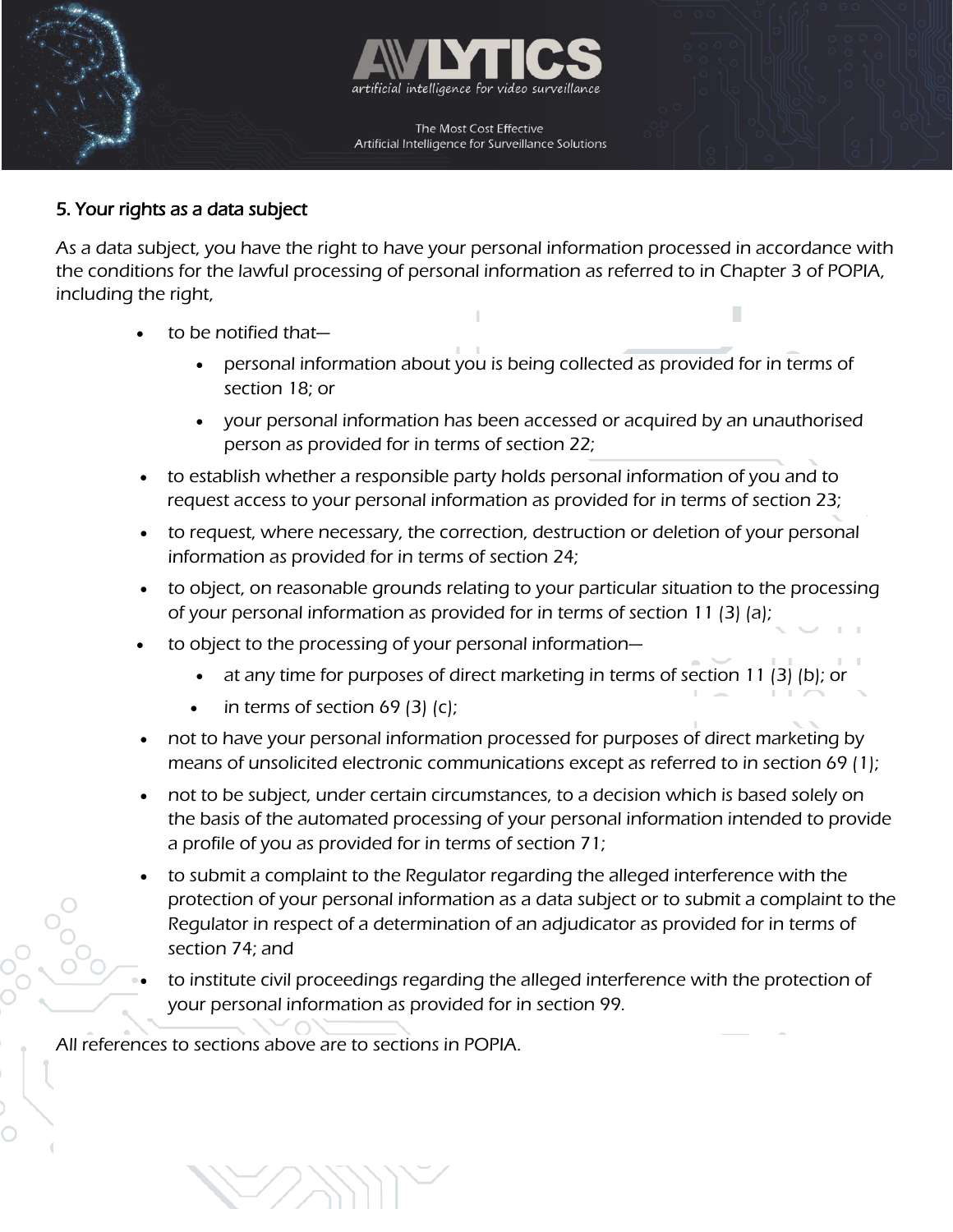## 5. Your rights as a data subject

*As a data subject, you have the right to have your personal information processed in accordance with the conditions for the lawful processing of personal information as referred to in Chapter 3 of POPIA, including the right,*

- *to be notified that—*
  - *personal information about you is being collected as provided for in terms of section 18; or*
  - *your personal information has been accessed or acquired by an unauthorised person as provided for in terms of section 22;*
- *to establish whether a responsible party holds personal information of you and to request access to your personal information as provided for in terms of section 23;*
- *to request, where necessary, the correction, destruction or deletion of your personal information as provided for in terms of section 24;*
- *to object, on reasonable grounds relating to your particular situation to the processing of your personal information as provided for in terms of section 11 (3) (a);*
- *to object to the processing of your personal information—*
  - *at any time for purposes of direct marketing in terms of section 11 (3) (b); or*
  - *in terms of section 69 (3) (c);*
- *not to have your personal information processed for purposes of direct marketing by means of unsolicited electronic communications except as referred to in section 69 (1);*
- *not to be subject, under certain circumstances, to a decision which is based solely on the basis of the automated processing of your personal information intended to provide a profile of you as provided for in terms of section 71;*
- *to submit a complaint to the Regulator regarding the alleged interference with the protection of your personal information as a data subject or to submit a complaint to the Regulator in respect of a determination of an adjudicator as provided for in terms of section 74; and*
- *to institute civil proceedings regarding the alleged interference with the protection of your personal information as provided for in section 99.*

*All references to sections above are to sections in POPIA.*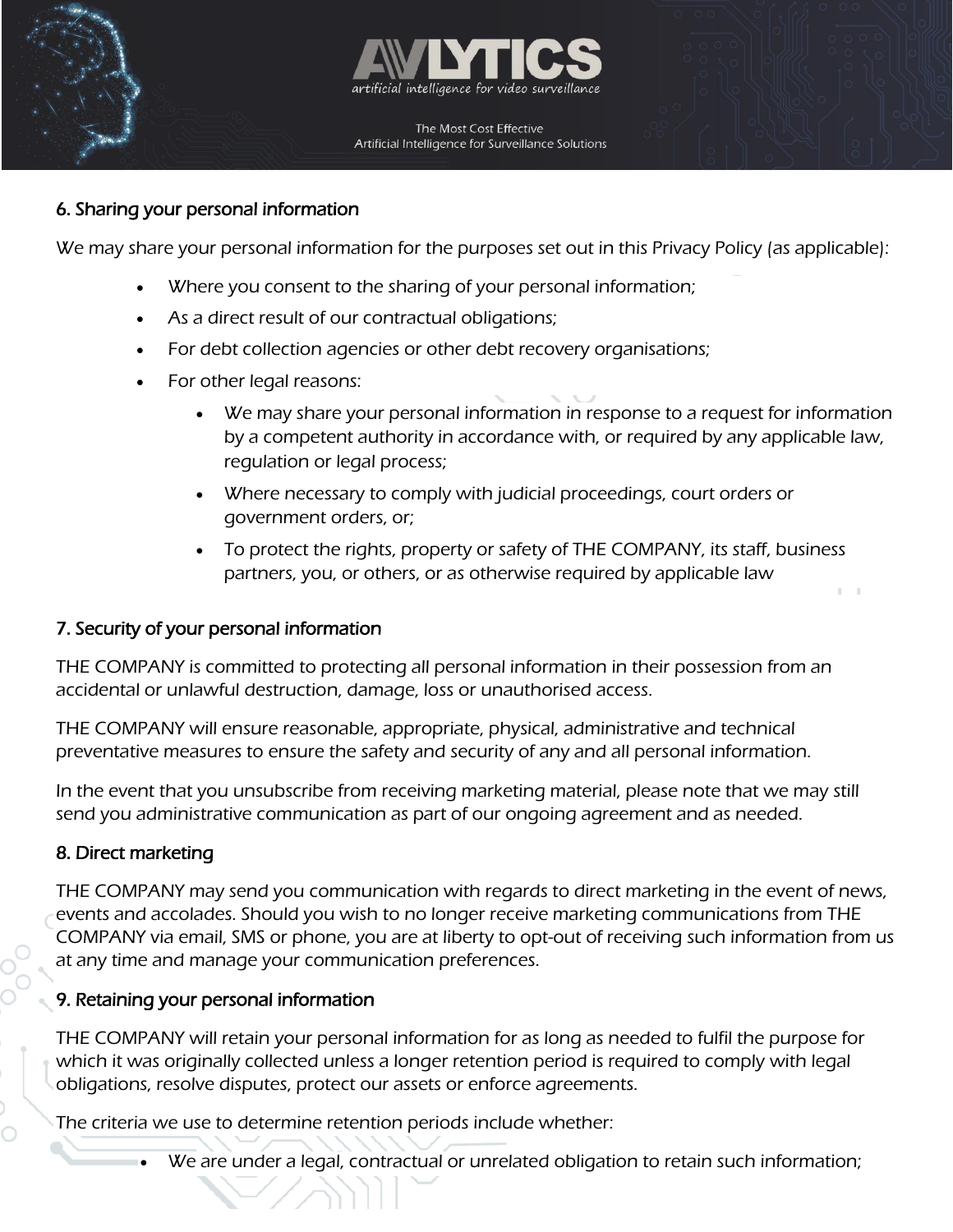## 6. Sharing your personal information

We may share your personal information for the purposes set out in this Privacy Policy (as applicable):

- Where you consent to the sharing of your personal information;
- As a direct result of our contractual obligations;
- For debt collection agencies or other debt recovery organisations;
- For other legal reasons:
    - We may share your personal information in response to a request for information by a competent authority in accordance with, or required by any applicable law, regulation or legal process;
    - Where necessary to comply with judicial proceedings, court orders or government orders, or;
    - To protect the rights, property or safety of THE COMPANY, its staff, business partners, you, or others, or as otherwise required by applicable law

## 7. Security of your personal information

THE COMPANY is committed to protecting all personal information in their possession from an accidental or unlawful destruction, damage, loss or unauthorised access.

THE COMPANY will ensure reasonable, appropriate, physical, administrative and technical preventative measures to ensure the safety and security of any and all personal information.

In the event that you unsubscribe from receiving marketing material, please note that we may still send you administrative communication as part of our ongoing agreement and as needed.

## 8. Direct marketing

THE COMPANY may send you communication with regards to direct marketing in the event of news, events and accolades. Should you wish to no longer receive marketing communications from THE COMPANY via email, SMS or phone, you are at liberty to opt-out of receiving such information from us at any time and manage your communication preferences.

## 9. Retaining your personal information

THE COMPANY will retain your personal information for as long as needed to fulfil the purpose for which it was originally collected unless a longer retention period is required to comply with legal obligations, resolve disputes, protect our assets or enforce agreements.

The criteria we use to determine retention periods include whether:

- We are under a legal, contractual or unrelated obligation to retain such information;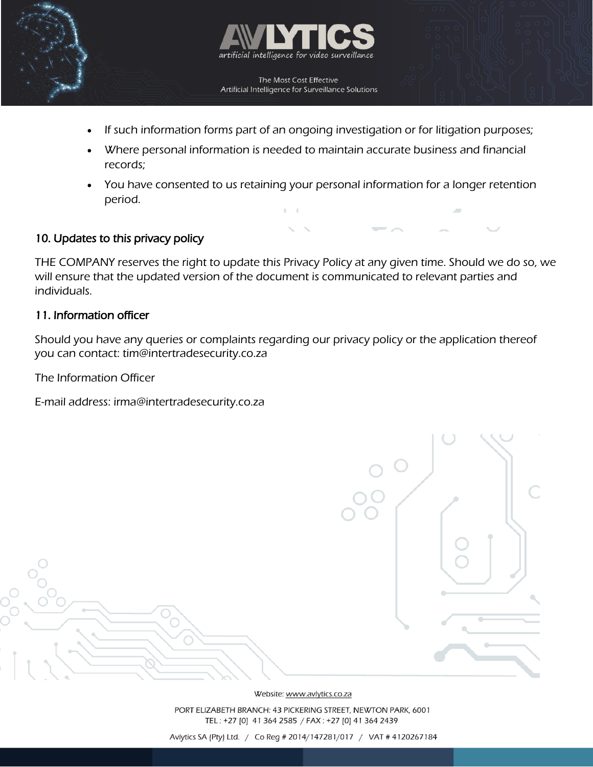- If such information forms part of an ongoing investigation or for litigation purposes;
- Where personal information is needed to maintain accurate business and financial records;
- You have consented to us retaining your personal information for a longer retention period.

## 10. Updates to this privacy policy

THE COMPANY reserves the right to update this Privacy Policy at any given time. Should we do so, we will ensure that the updated version of the document is communicated to relevant parties and individuals.

## 11. Information officer

Should you have any queries or complaints regarding our privacy policy or the application thereof you can contact: tim@intertradesecurity.co.za

The Information Officer

E-mail address: irma@intertradesecurity.co.za